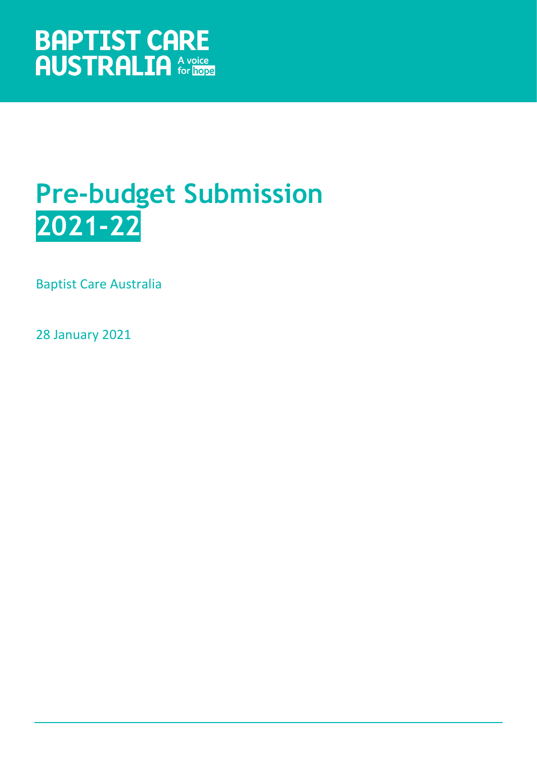BAPTIST CARE AUSTRALIA A voice for hope

# Pre-budget Submission 2021-22

Baptist Care Australia

28 January 2021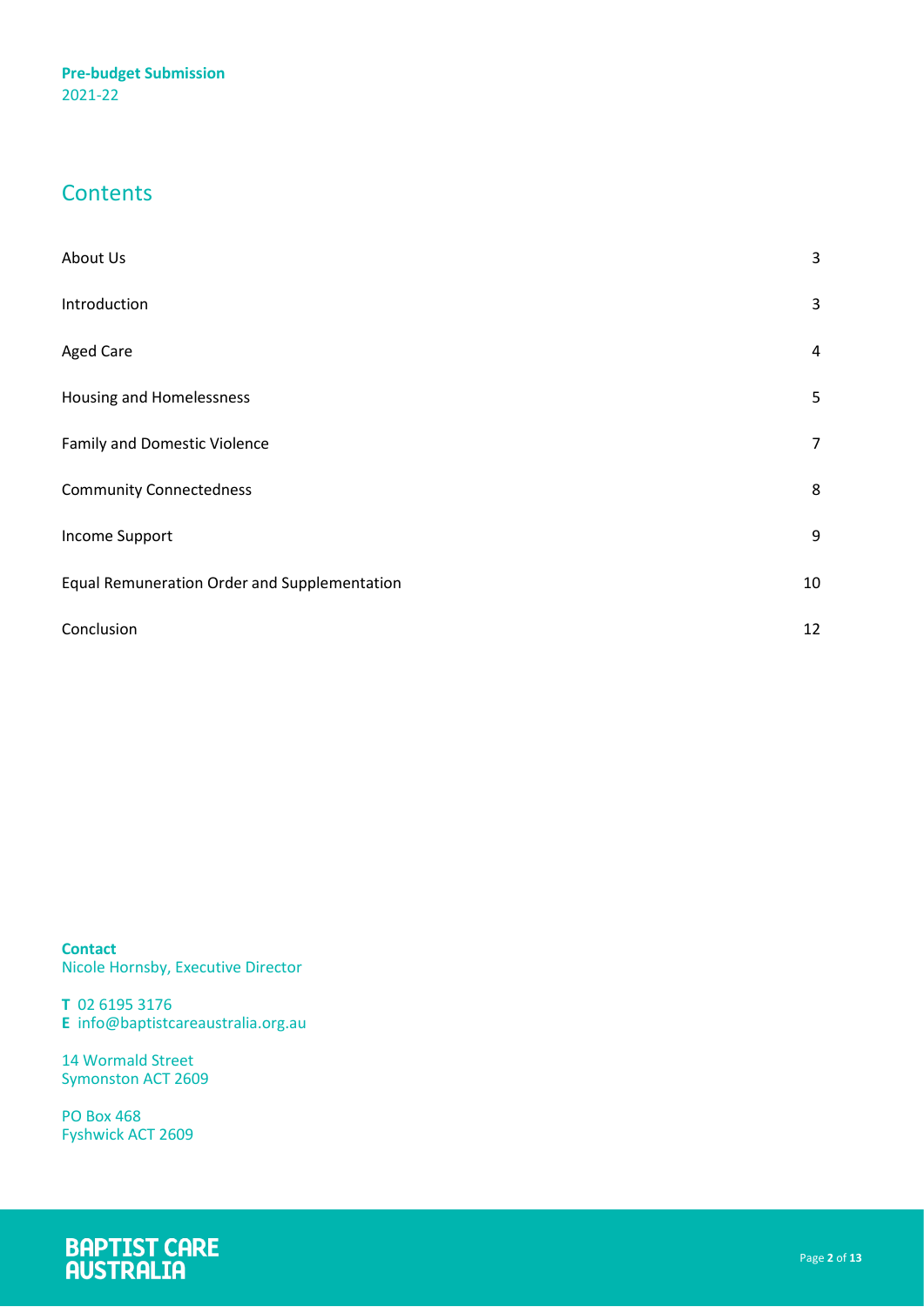**Pre-budget Submission**
2021-22

## Contents

| | |
|---|---|
| About Us | 3 |
| Introduction | 3 |
| Aged Care | 4 |
| Housing and Homelessness | 5 |
| Family and Domestic Violence | 7 |
| Community Connectedness | 8 |
| Income Support | 9 |
| Equal Remuneration Order and Supplementation | 10 |
| Conclusion | 12 |

**Contact**
Nicole Hornsby, Executive Director

**T** 02 6195 3176
**E** info@baptistcareaustralia.org.au

14 Wormald Street
Symonston ACT 2609

PO Box 468
Fyshwick ACT 2609

BAPTIST CARE AUSTRALIA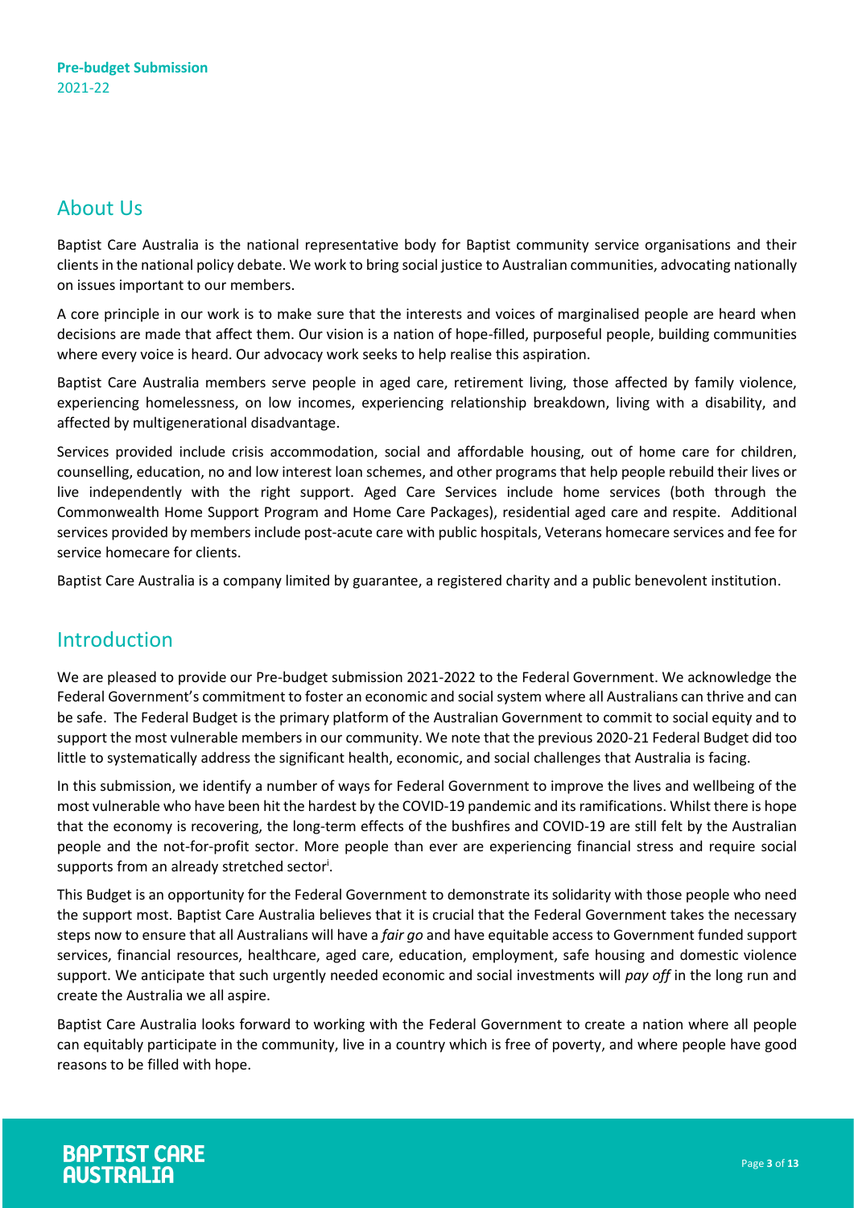## About Us

Baptist Care Australia is the national representative body for Baptist community service organisations and their clients in the national policy debate. We work to bring social justice to Australian communities, advocating nationally on issues important to our members.

A core principle in our work is to make sure that the interests and voices of marginalised people are heard when decisions are made that affect them. Our vision is a nation of hope-filled, purposeful people, building communities where every voice is heard. Our advocacy work seeks to help realise this aspiration.

Baptist Care Australia members serve people in aged care, retirement living, those affected by family violence, experiencing homelessness, on low incomes, experiencing relationship breakdown, living with a disability, and affected by multigenerational disadvantage.

Services provided include crisis accommodation, social and affordable housing, out of home care for children, counselling, education, no and low interest loan schemes, and other programs that help people rebuild their lives or live independently with the right support. Aged Care Services include home services (both through the Commonwealth Home Support Program and Home Care Packages), residential aged care and respite. Additional services provided by members include post-acute care with public hospitals, Veterans homecare services and fee for service homecare for clients.

Baptist Care Australia is a company limited by guarantee, a registered charity and a public benevolent institution.

## Introduction

We are pleased to provide our Pre-budget submission 2021-2022 to the Federal Government. We acknowledge the Federal Government's commitment to foster an economic and social system where all Australians can thrive and can be safe. The Federal Budget is the primary platform of the Australian Government to commit to social equity and to support the most vulnerable members in our community. We note that the previous 2020-21 Federal Budget did too little to systematically address the significant health, economic, and social challenges that Australia is facing.

In this submission, we identify a number of ways for Federal Government to improve the lives and wellbeing of the most vulnerable who have been hit the hardest by the COVID-19 pandemic and its ramifications. Whilst there is hope that the economy is recovering, the long-term effects of the bushfires and COVID-19 are still felt by the Australian people and the not-for-profit sector. More people than ever are experiencing financial stress and require social supports from an already stretched sector[i].

This Budget is an opportunity for the Federal Government to demonstrate its solidarity with those people who need the support most. Baptist Care Australia believes that it is crucial that the Federal Government takes the necessary steps now to ensure that all Australians will have a *fair go* and have equitable access to Government funded support services, financial resources, healthcare, aged care, education, employment, safe housing and domestic violence support. We anticipate that such urgently needed economic and social investments will *pay off* in the long run and create the Australia we all aspire.

Baptist Care Australia looks forward to working with the Federal Government to create a nation where all people can equitably participate in the community, live in a country which is free of poverty, and where people have good reasons to be filled with hope.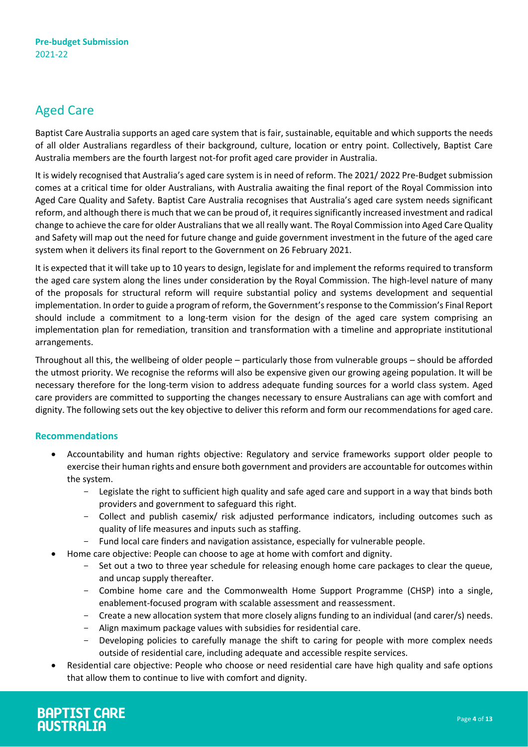## Aged Care

Baptist Care Australia supports an aged care system that is fair, sustainable, equitable and which supports the needs of all older Australians regardless of their background, culture, location or entry point. Collectively, Baptist Care Australia members are the fourth largest not-for profit aged care provider in Australia.

It is widely recognised that Australia's aged care system is in need of reform. The 2021/ 2022 Pre-Budget submission comes at a critical time for older Australians, with Australia awaiting the final report of the Royal Commission into Aged Care Quality and Safety. Baptist Care Australia recognises that Australia's aged care system needs significant reform, and although there is much that we can be proud of, it requires significantly increased investment and radical change to achieve the care for older Australians that we all really want. The Royal Commission into Aged Care Quality and Safety will map out the need for future change and guide government investment in the future of the aged care system when it delivers its final report to the Government on 26 February 2021.

It is expected that it will take up to 10 years to design, legislate for and implement the reforms required to transform the aged care system along the lines under consideration by the Royal Commission. The high-level nature of many of the proposals for structural reform will require substantial policy and systems development and sequential implementation. In order to guide a program of reform, the Government's response to the Commission's Final Report should include a commitment to a long-term vision for the design of the aged care system comprising an implementation plan for remediation, transition and transformation with a timeline and appropriate institutional arrangements.

Throughout all this, the wellbeing of older people – particularly those from vulnerable groups – should be afforded the utmost priority. We recognise the reforms will also be expensive given our growing ageing population. It will be necessary therefore for the long-term vision to address adequate funding sources for a world class system. Aged care providers are committed to supporting the changes necessary to ensure Australians can age with comfort and dignity. The following sets out the key objective to deliver this reform and form our recommendations for aged care.

### Recommendations

- Accountability and human rights objective: Regulatory and service frameworks support older people to exercise their human rights and ensure both government and providers are accountable for outcomes within the system.
  - Legislate the right to sufficient high quality and safe aged care and support in a way that binds both providers and government to safeguard this right.
  - Collect and publish casemix/ risk adjusted performance indicators, including outcomes such as quality of life measures and inputs such as staffing.
  - Fund local care finders and navigation assistance, especially for vulnerable people.
- Home care objective: People can choose to age at home with comfort and dignity.
  - Set out a two to three year schedule for releasing enough home care packages to clear the queue, and uncap supply thereafter.
  - Combine home care and the Commonwealth Home Support Programme (CHSP) into a single, enablement-focused program with scalable assessment and reassessment.
  - Create a new allocation system that more closely aligns funding to an individual (and carer/s) needs.
  - Align maximum package values with subsidies for residential care.
  - Developing policies to carefully manage the shift to caring for people with more complex needs outside of residential care, including adequate and accessible respite services.
- Residential care objective: People who choose or need residential care have high quality and safe options that allow them to continue to live with comfort and dignity.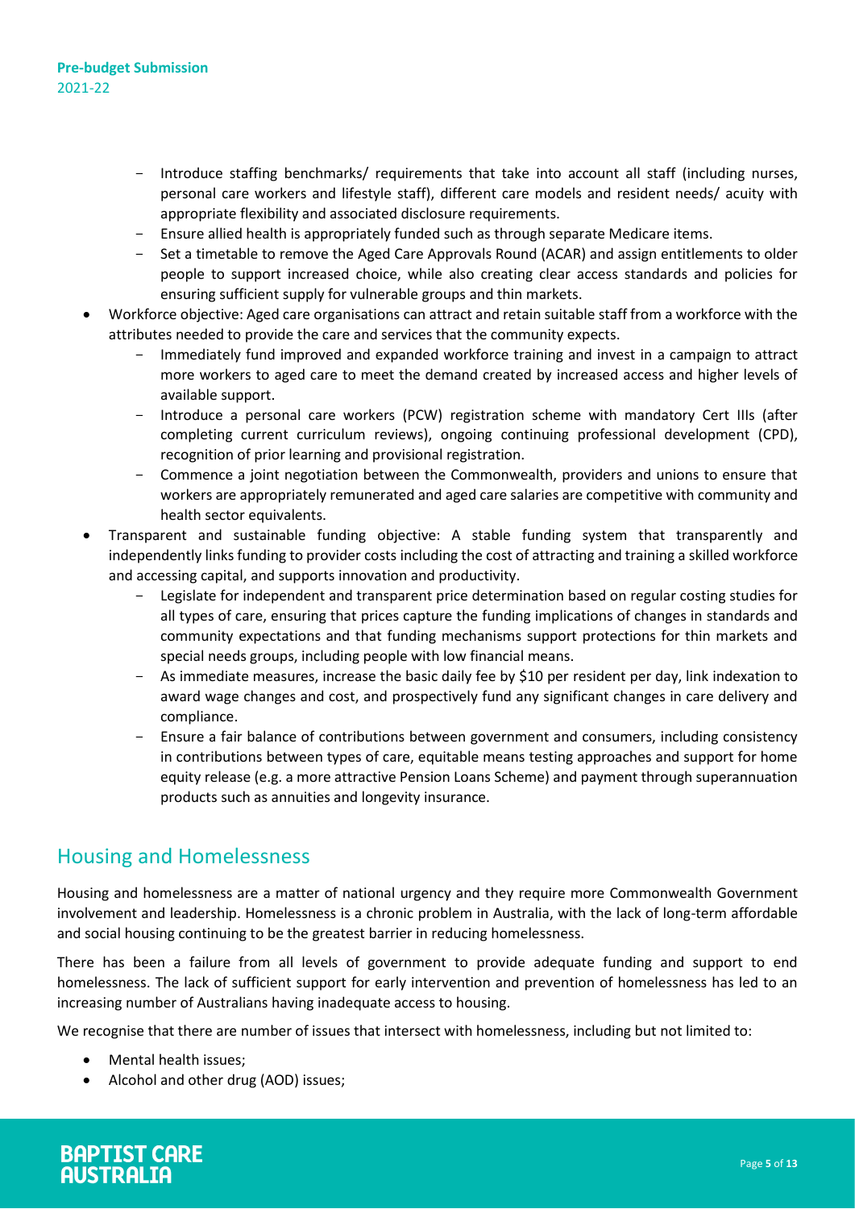- Introduce staffing benchmarks/ requirements that take into account all staff (including nurses, personal care workers and lifestyle staff), different care models and resident needs/ acuity with appropriate flexibility and associated disclosure requirements.
  - Ensure allied health is appropriately funded such as through separate Medicare items.
  - Set a timetable to remove the Aged Care Approvals Round (ACAR) and assign entitlements to older people to support increased choice, while also creating clear access standards and policies for ensuring sufficient supply for vulnerable groups and thin markets.
- Workforce objective: Aged care organisations can attract and retain suitable staff from a workforce with the attributes needed to provide the care and services that the community expects.
  - Immediately fund improved and expanded workforce training and invest in a campaign to attract more workers to aged care to meet the demand created by increased access and higher levels of available support.
  - Introduce a personal care workers (PCW) registration scheme with mandatory Cert IIIs (after completing current curriculum reviews), ongoing continuing professional development (CPD), recognition of prior learning and provisional registration.
  - Commence a joint negotiation between the Commonwealth, providers and unions to ensure that workers are appropriately remunerated and aged care salaries are competitive with community and health sector equivalents.
- Transparent and sustainable funding objective: A stable funding system that transparently and independently links funding to provider costs including the cost of attracting and training a skilled workforce and accessing capital, and supports innovation and productivity.
  - Legislate for independent and transparent price determination based on regular costing studies for all types of care, ensuring that prices capture the funding implications of changes in standards and community expectations and that funding mechanisms support protections for thin markets and special needs groups, including people with low financial means.
  - As immediate measures, increase the basic daily fee by $10 per resident per day, link indexation to award wage changes and cost, and prospectively fund any significant changes in care delivery and compliance.
  - Ensure a fair balance of contributions between government and consumers, including consistency in contributions between types of care, equitable means testing approaches and support for home equity release (e.g. a more attractive Pension Loans Scheme) and payment through superannuation products such as annuities and longevity insurance.

## Housing and Homelessness

Housing and homelessness are a matter of national urgency and they require more Commonwealth Government involvement and leadership. Homelessness is a chronic problem in Australia, with the lack of long-term affordable and social housing continuing to be the greatest barrier in reducing homelessness.

There has been a failure from all levels of government to provide adequate funding and support to end homelessness. The lack of sufficient support for early intervention and prevention of homelessness has led to an increasing number of Australians having inadequate access to housing.

We recognise that there are number of issues that intersect with homelessness, including but not limited to:

- Mental health issues;
- Alcohol and other drug (AOD) issues;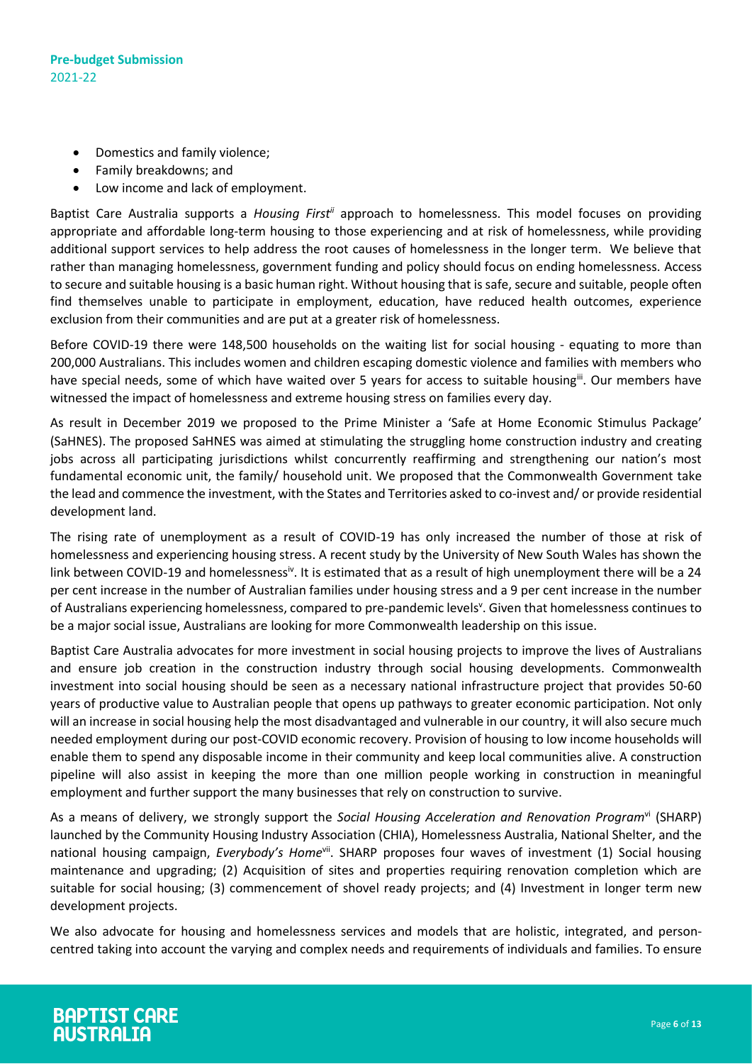- Domestics and family violence;
- Family breakdowns; and
- Low income and lack of employment.

Baptist Care Australia supports a *Housing First*[ii] approach to homelessness. This model focuses on providing appropriate and affordable long-term housing to those experiencing and at risk of homelessness, while providing additional support services to help address the root causes of homelessness in the longer term. We believe that rather than managing homelessness, government funding and policy should focus on ending homelessness. Access to secure and suitable housing is a basic human right. Without housing that is safe, secure and suitable, people often find themselves unable to participate in employment, education, have reduced health outcomes, experience exclusion from their communities and are put at a greater risk of homelessness.

Before COVID-19 there were 148,500 households on the waiting list for social housing - equating to more than 200,000 Australians. This includes women and children escaping domestic violence and families with members who have special needs, some of which have waited over 5 years for access to suitable housing[iii]. Our members have witnessed the impact of homelessness and extreme housing stress on families every day.

As result in December 2019 we proposed to the Prime Minister a 'Safe at Home Economic Stimulus Package' (SaHNES). The proposed SaHNES was aimed at stimulating the struggling home construction industry and creating jobs across all participating jurisdictions whilst concurrently reaffirming and strengthening our nation's most fundamental economic unit, the family/ household unit. We proposed that the Commonwealth Government take the lead and commence the investment, with the States and Territories asked to co-invest and/ or provide residential development land.

The rising rate of unemployment as a result of COVID-19 has only increased the number of those at risk of homelessness and experiencing housing stress. A recent study by the University of New South Wales has shown the link between COVID-19 and homelessness[iv]. It is estimated that as a result of high unemployment there will be a 24 per cent increase in the number of Australian families under housing stress and a 9 per cent increase in the number of Australians experiencing homelessness, compared to pre-pandemic levels[v]. Given that homelessness continues to be a major social issue, Australians are looking for more Commonwealth leadership on this issue.

Baptist Care Australia advocates for more investment in social housing projects to improve the lives of Australians and ensure job creation in the construction industry through social housing developments. Commonwealth investment into social housing should be seen as a necessary national infrastructure project that provides 50-60 years of productive value to Australian people that opens up pathways to greater economic participation. Not only will an increase in social housing help the most disadvantaged and vulnerable in our country, it will also secure much needed employment during our post-COVID economic recovery. Provision of housing to low income households will enable them to spend any disposable income in their community and keep local communities alive. A construction pipeline will also assist in keeping the more than one million people working in construction in meaningful employment and further support the many businesses that rely on construction to survive.

As a means of delivery, we strongly support the *Social Housing Acceleration and Renovation Program*[vi] (SHARP) launched by the Community Housing Industry Association (CHIA), Homelessness Australia, National Shelter, and the national housing campaign, *Everybody's Home*[vii]. SHARP proposes four waves of investment (1) Social housing maintenance and upgrading; (2) Acquisition of sites and properties requiring renovation completion which are suitable for social housing; (3) commencement of shovel ready projects; and (4) Investment in longer term new development projects.

We also advocate for housing and homelessness services and models that are holistic, integrated, and person-centred taking into account the varying and complex needs and requirements of individuals and families. To ensure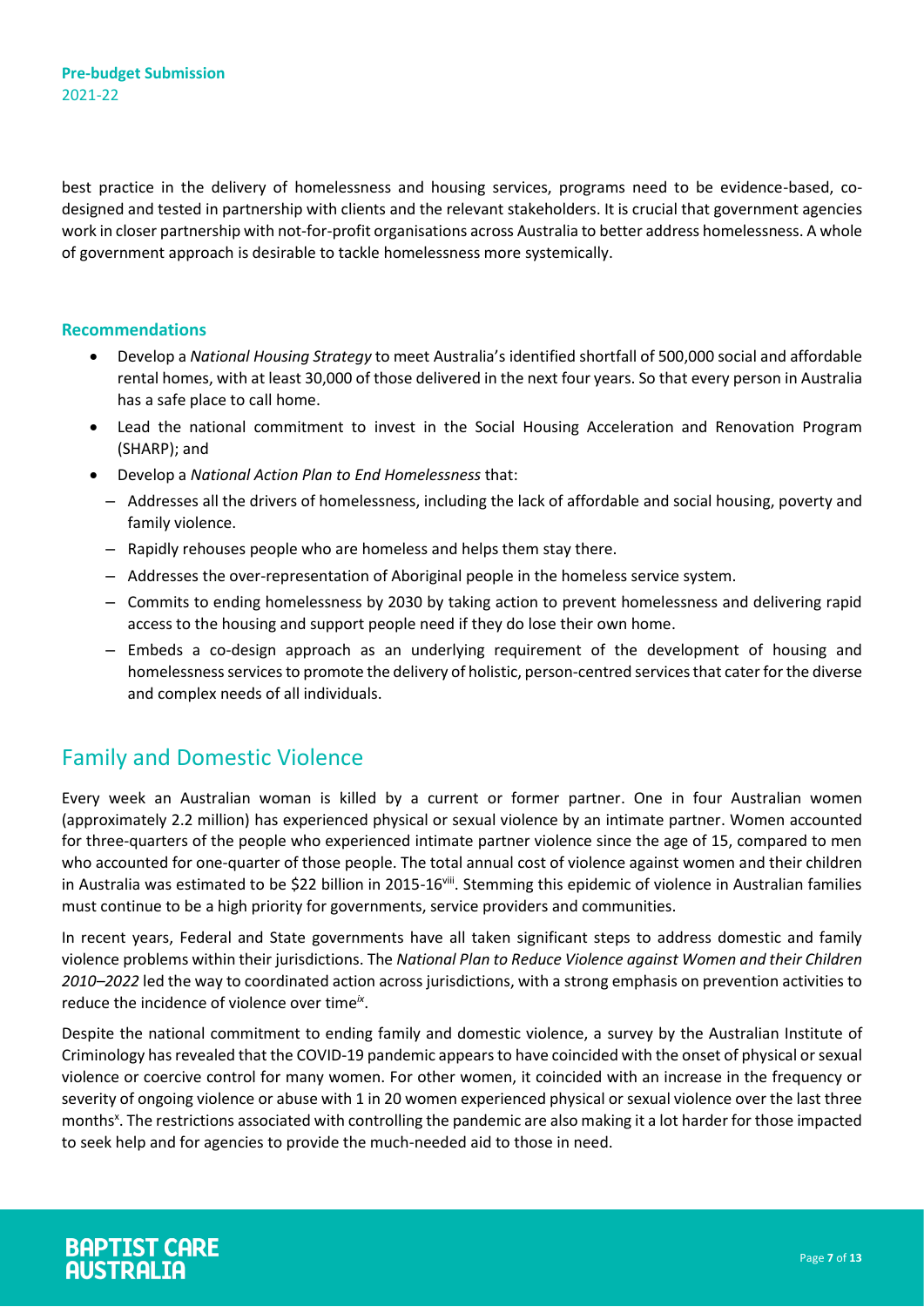best practice in the delivery of homelessness and housing services, programs need to be evidence-based, co-designed and tested in partnership with clients and the relevant stakeholders. It is crucial that government agencies work in closer partnership with not-for-profit organisations across Australia to better address homelessness. A whole of government approach is desirable to tackle homelessness more systemically.

### Recommendations

- Develop a *National Housing Strategy* to meet Australia's identified shortfall of 500,000 social and affordable rental homes, with at least 30,000 of those delivered in the next four years. So that every person in Australia has a safe place to call home.
- Lead the national commitment to invest in the Social Housing Acceleration and Renovation Program (SHARP); and
- Develop a *National Action Plan to End Homelessness* that:
  - Addresses all the drivers of homelessness, including the lack of affordable and social housing, poverty and family violence.
  - Rapidly rehouses people who are homeless and helps them stay there.
  - Addresses the over-representation of Aboriginal people in the homeless service system.
  - Commits to ending homelessness by 2030 by taking action to prevent homelessness and delivering rapid access to the housing and support people need if they do lose their own home.
  - Embeds a co-design approach as an underlying requirement of the development of housing and homelessness services to promote the delivery of holistic, person-centred services that cater for the diverse and complex needs of all individuals.

## Family and Domestic Violence

Every week an Australian woman is killed by a current or former partner. One in four Australian women (approximately 2.2 million) has experienced physical or sexual violence by an intimate partner. Women accounted for three-quarters of the people who experienced intimate partner violence since the age of 15, compared to men who accounted for one-quarter of those people. The total annual cost of violence against women and their children in Australia was estimated to be $22 billion in 2015-16[viii]. Stemming this epidemic of violence in Australian families must continue to be a high priority for governments, service providers and communities.

In recent years, Federal and State governments have all taken significant steps to address domestic and family violence problems within their jurisdictions. The *National Plan to Reduce Violence against Women and their Children 2010–2022* led the way to coordinated action across jurisdictions, with a strong emphasis on prevention activities to reduce the incidence of violence over time[ix].

Despite the national commitment to ending family and domestic violence, a survey by the Australian Institute of Criminology has revealed that the COVID-19 pandemic appears to have coincided with the onset of physical or sexual violence or coercive control for many women. For other women, it coincided with an increase in the frequency or severity of ongoing violence or abuse with 1 in 20 women experienced physical or sexual violence over the last three months[x]. The restrictions associated with controlling the pandemic are also making it a lot harder for those impacted to seek help and for agencies to provide the much-needed aid to those in need.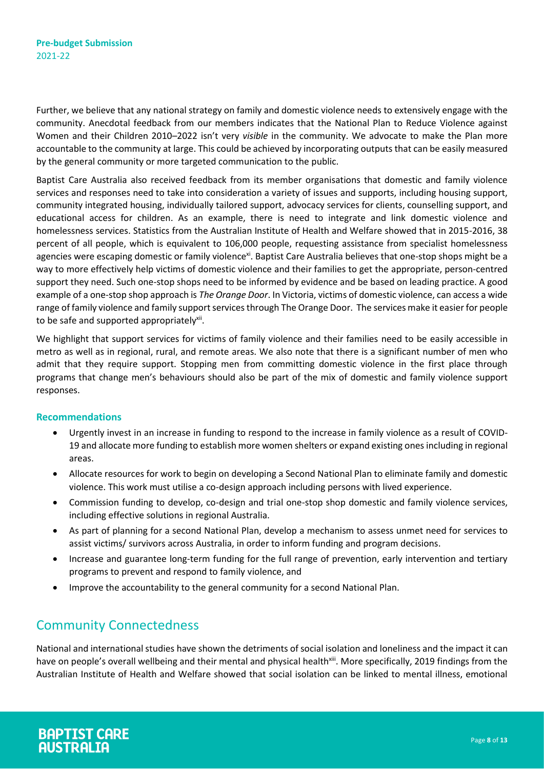Further, we believe that any national strategy on family and domestic violence needs to extensively engage with the community. Anecdotal feedback from our members indicates that the National Plan to Reduce Violence against Women and their Children 2010–2022 isn't very *visible* in the community. We advocate to make the Plan more accountable to the community at large. This could be achieved by incorporating outputs that can be easily measured by the general community or more targeted communication to the public.

Baptist Care Australia also received feedback from its member organisations that domestic and family violence services and responses need to take into consideration a variety of issues and supports, including housing support, community integrated housing, individually tailored support, advocacy services for clients, counselling support, and educational access for children. As an example, there is need to integrate and link domestic violence and homelessness services. Statistics from the Australian Institute of Health and Welfare showed that in 2015-2016, 38 percent of all people, which is equivalent to 106,000 people, requesting assistance from specialist homelessness agencies were escaping domestic or family violence[xi]. Baptist Care Australia believes that one-stop shops might be a way to more effectively help victims of domestic violence and their families to get the appropriate, person-centred support they need. Such one-stop shops need to be informed by evidence and be based on leading practice. A good example of a one-stop shop approach is *The Orange Door*. In Victoria, victims of domestic violence, can access a wide range of family violence and family support services through The Orange Door. The services make it easier for people to be safe and supported appropriately[xii].

We highlight that support services for victims of family violence and their families need to be easily accessible in metro as well as in regional, rural, and remote areas. We also note that there is a significant number of men who admit that they require support. Stopping men from committing domestic violence in the first place through programs that change men's behaviours should also be part of the mix of domestic and family violence support responses.

### Recommendations

- Urgently invest in an increase in funding to respond to the increase in family violence as a result of COVID-19 and allocate more funding to establish more women shelters or expand existing ones including in regional areas.
- Allocate resources for work to begin on developing a Second National Plan to eliminate family and domestic violence. This work must utilise a co-design approach including persons with lived experience.
- Commission funding to develop, co-design and trial one-stop shop domestic and family violence services, including effective solutions in regional Australia.
- As part of planning for a second National Plan, develop a mechanism to assess unmet need for services to assist victims/ survivors across Australia, in order to inform funding and program decisions.
- Increase and guarantee long-term funding for the full range of prevention, early intervention and tertiary programs to prevent and respond to family violence, and
- Improve the accountability to the general community for a second National Plan.

## Community Connectedness

National and international studies have shown the detriments of social isolation and loneliness and the impact it can have on people's overall wellbeing and their mental and physical health[xiii]. More specifically, 2019 findings from the Australian Institute of Health and Welfare showed that social isolation can be linked to mental illness, emotional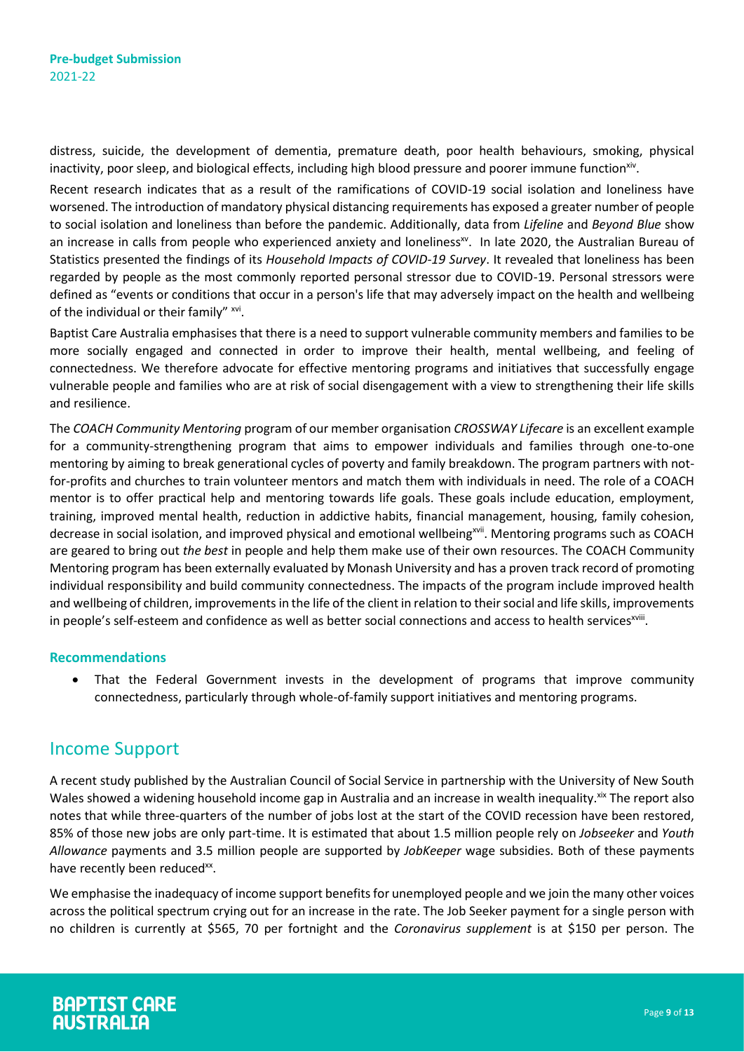distress, suicide, the development of dementia, premature death, poor health behaviours, smoking, physical inactivity, poor sleep, and biological effects, including high blood pressure and poorer immune function[xiv].

Recent research indicates that as a result of the ramifications of COVID-19 social isolation and loneliness have worsened. The introduction of mandatory physical distancing requirements has exposed a greater number of people to social isolation and loneliness than before the pandemic. Additionally, data from *Lifeline* and *Beyond Blue* show an increase in calls from people who experienced anxiety and loneliness[xv]. In late 2020, the Australian Bureau of Statistics presented the findings of its *Household Impacts of COVID-19 Survey*. It revealed that loneliness has been regarded by people as the most commonly reported personal stressor due to COVID-19. Personal stressors were defined as "events or conditions that occur in a person's life that may adversely impact on the health and wellbeing of the individual or their family" [xvi].

Baptist Care Australia emphasises that there is a need to support vulnerable community members and families to be more socially engaged and connected in order to improve their health, mental wellbeing, and feeling of connectedness. We therefore advocate for effective mentoring programs and initiatives that successfully engage vulnerable people and families who are at risk of social disengagement with a view to strengthening their life skills and resilience.

The *COACH Community Mentoring* program of our member organisation *CROSSWAY Lifecare* is an excellent example for a community-strengthening program that aims to empower individuals and families through one-to-one mentoring by aiming to break generational cycles of poverty and family breakdown. The program partners with not-for-profits and churches to train volunteer mentors and match them with individuals in need. The role of a COACH mentor is to offer practical help and mentoring towards life goals. These goals include education, employment, training, improved mental health, reduction in addictive habits, financial management, housing, family cohesion, decrease in social isolation, and improved physical and emotional wellbeing[xvii]. Mentoring programs such as COACH are geared to bring out *the best* in people and help them make use of their own resources. The COACH Community Mentoring program has been externally evaluated by Monash University and has a proven track record of promoting individual responsibility and build community connectedness. The impacts of the program include improved health and wellbeing of children, improvements in the life of the client in relation to their social and life skills, improvements in people's self-esteem and confidence as well as better social connections and access to health services[xviii].

### Recommendations

- That the Federal Government invests in the development of programs that improve community connectedness, particularly through whole-of-family support initiatives and mentoring programs.

## Income Support

A recent study published by the Australian Council of Social Service in partnership with the University of New South Wales showed a widening household income gap in Australia and an increase in wealth inequality.[xix] The report also notes that while three-quarters of the number of jobs lost at the start of the COVID recession have been restored, 85% of those new jobs are only part-time. It is estimated that about 1.5 million people rely on *Jobseeker* and *Youth Allowance* payments and 3.5 million people are supported by *JobKeeper* wage subsidies. Both of these payments have recently been reduced[xx].

We emphasise the inadequacy of income support benefits for unemployed people and we join the many other voices across the political spectrum crying out for an increase in the rate. The Job Seeker payment for a single person with no children is currently at $565, 70 per fortnight and the *Coronavirus supplement* is at $150 per person. The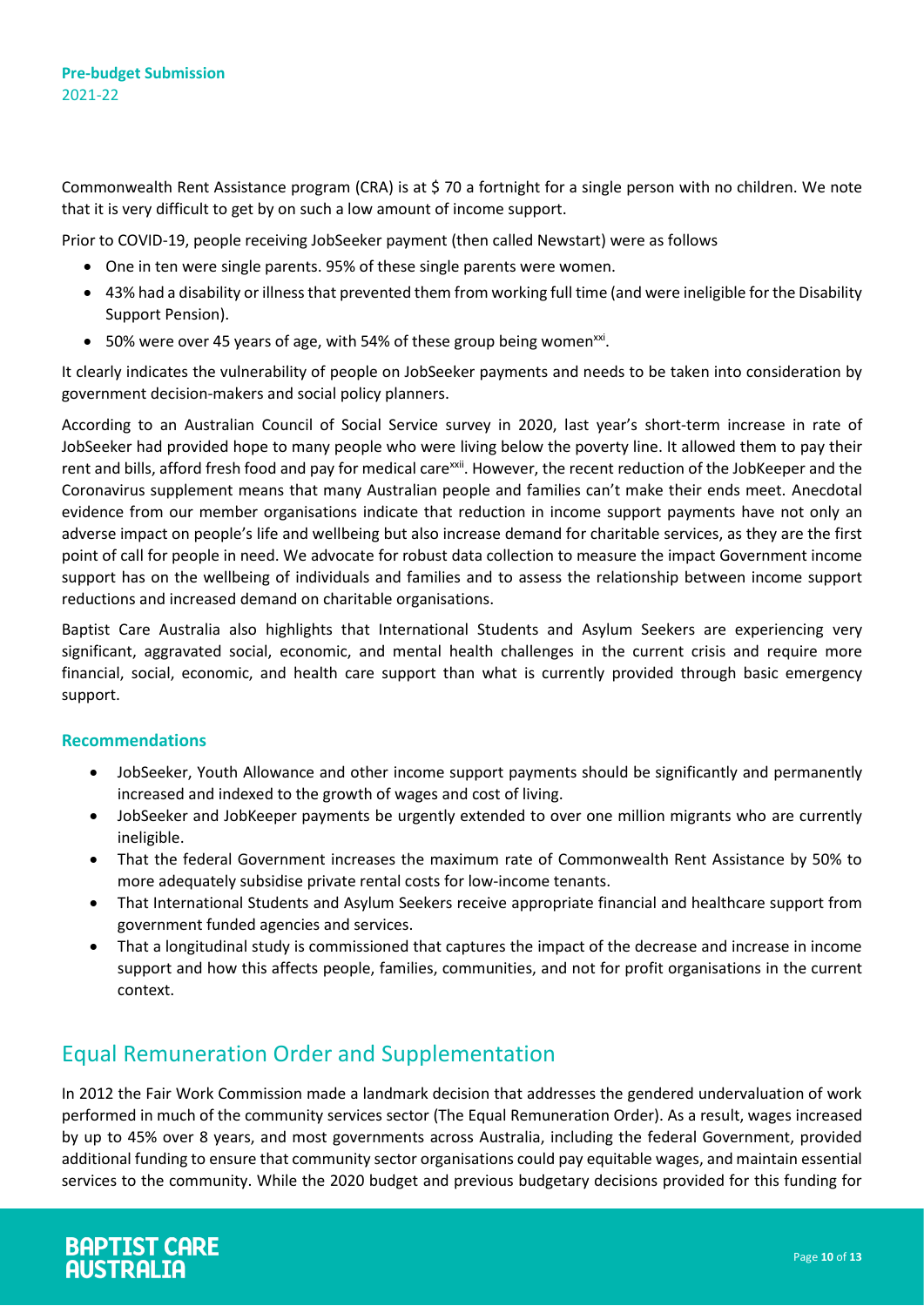Commonwealth Rent Assistance program (CRA) is at $ 70 a fortnight for a single person with no children. We note that it is very difficult to get by on such a low amount of income support.

Prior to COVID-19, people receiving JobSeeker payment (then called Newstart) were as follows

- One in ten were single parents. 95% of these single parents were women.
- 43% had a disability or illness that prevented them from working full time (and were ineligible for the Disability Support Pension).
- 50% were over 45 years of age, with 54% of these group being women[xxi].

It clearly indicates the vulnerability of people on JobSeeker payments and needs to be taken into consideration by government decision-makers and social policy planners.

According to an Australian Council of Social Service survey in 2020, last year's short-term increase in rate of JobSeeker had provided hope to many people who were living below the poverty line. It allowed them to pay their rent and bills, afford fresh food and pay for medical care[xxii]. However, the recent reduction of the JobKeeper and the Coronavirus supplement means that many Australian people and families can't make their ends meet. Anecdotal evidence from our member organisations indicate that reduction in income support payments have not only an adverse impact on people's life and wellbeing but also increase demand for charitable services, as they are the first point of call for people in need. We advocate for robust data collection to measure the impact Government income support has on the wellbeing of individuals and families and to assess the relationship between income support reductions and increased demand on charitable organisations.

Baptist Care Australia also highlights that International Students and Asylum Seekers are experiencing very significant, aggravated social, economic, and mental health challenges in the current crisis and require more financial, social, economic, and health care support than what is currently provided through basic emergency support.

### Recommendations

- JobSeeker, Youth Allowance and other income support payments should be significantly and permanently increased and indexed to the growth of wages and cost of living.
- JobSeeker and JobKeeper payments be urgently extended to over one million migrants who are currently ineligible.
- That the federal Government increases the maximum rate of Commonwealth Rent Assistance by 50% to more adequately subsidise private rental costs for low-income tenants.
- That International Students and Asylum Seekers receive appropriate financial and healthcare support from government funded agencies and services.
- That a longitudinal study is commissioned that captures the impact of the decrease and increase in income support and how this affects people, families, communities, and not for profit organisations in the current context.

## Equal Remuneration Order and Supplementation

In 2012 the Fair Work Commission made a landmark decision that addresses the gendered undervaluation of work performed in much of the community services sector (The Equal Remuneration Order). As a result, wages increased by up to 45% over 8 years, and most governments across Australia, including the federal Government, provided additional funding to ensure that community sector organisations could pay equitable wages, and maintain essential services to the community. While the 2020 budget and previous budgetary decisions provided for this funding for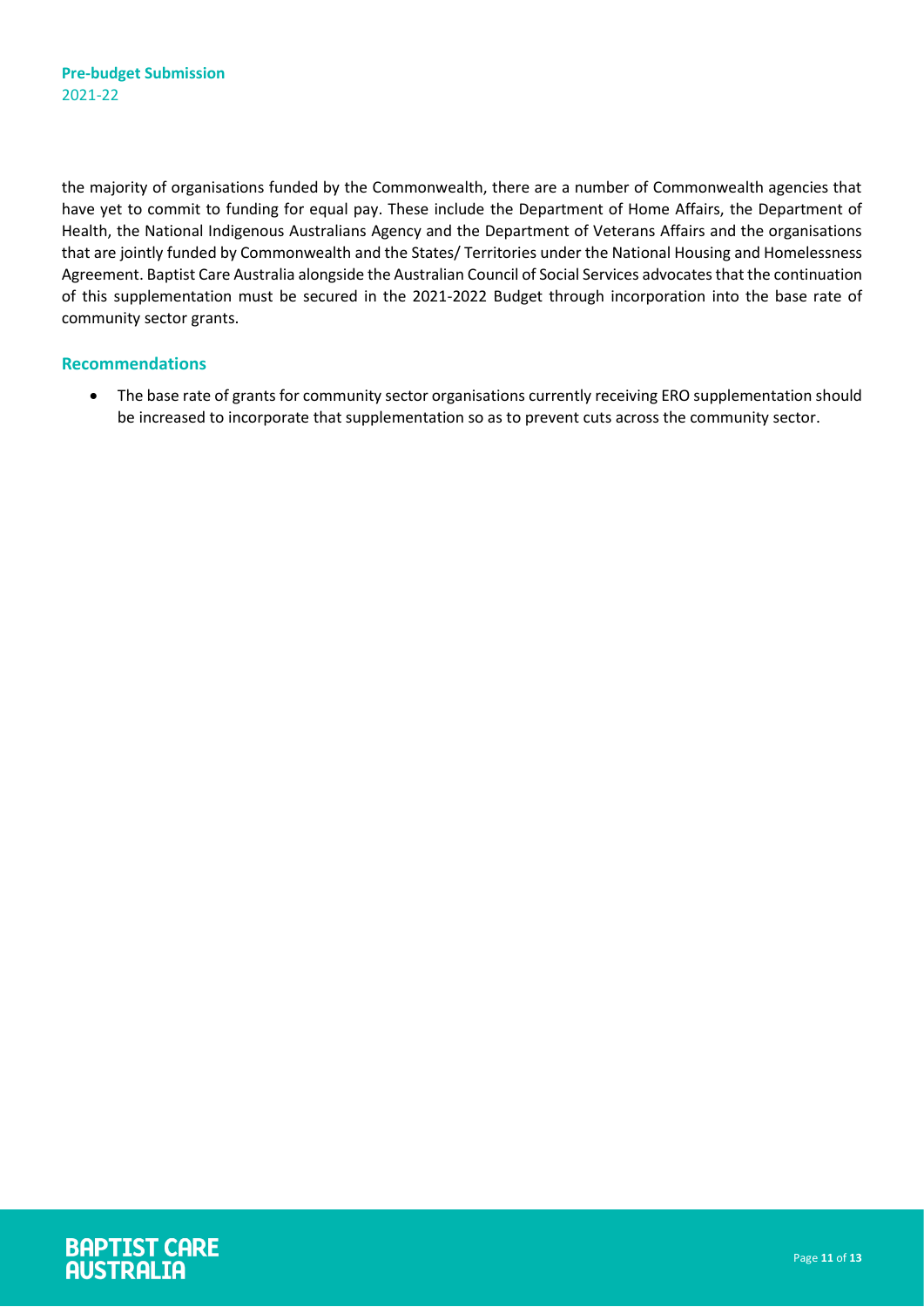the majority of organisations funded by the Commonwealth, there are a number of Commonwealth agencies that have yet to commit to funding for equal pay. These include the Department of Home Affairs, the Department of Health, the National Indigenous Australians Agency and the Department of Veterans Affairs and the organisations that are jointly funded by Commonwealth and the States/ Territories under the National Housing and Homelessness Agreement. Baptist Care Australia alongside the Australian Council of Social Services advocates that the continuation of this supplementation must be secured in the 2021-2022 Budget through incorporation into the base rate of community sector grants.

### Recommendations

- The base rate of grants for community sector organisations currently receiving ERO supplementation should be increased to incorporate that supplementation so as to prevent cuts across the community sector.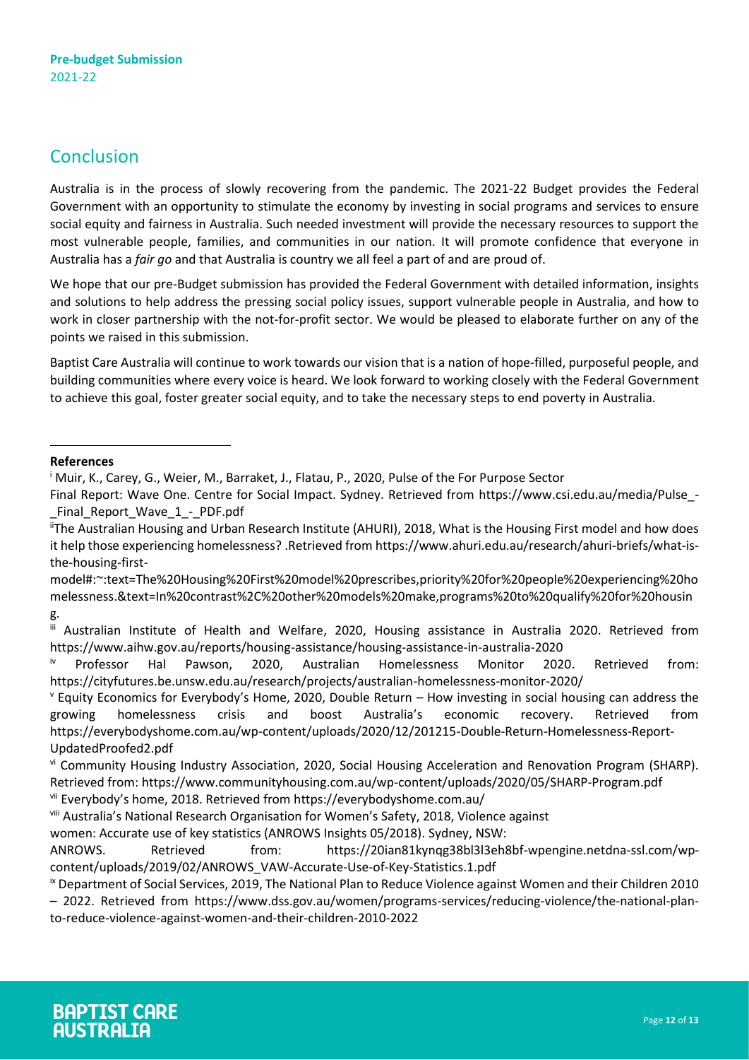## Conclusion

Australia is in the process of slowly recovering from the pandemic. The 2021-22 Budget provides the Federal Government with an opportunity to stimulate the economy by investing in social programs and services to ensure social equity and fairness in Australia. Such needed investment will provide the necessary resources to support the most vulnerable people, families, and communities in our nation. It will promote confidence that everyone in Australia has a *fair go* and that Australia is country we all feel a part of and are proud of.

We hope that our pre-Budget submission has provided the Federal Government with detailed information, insights and solutions to help address the pressing social policy issues, support vulnerable people in Australia, and how to work in closer partnership with the not-for-profit sector. We would be pleased to elaborate further on any of the points we raised in this submission.

Baptist Care Australia will continue to work towards our vision that is a nation of hope-filled, purposeful people, and building communities where every voice is heard. We look forward to working closely with the Federal Government to achieve this goal, foster greater social equity, and to take the necessary steps to end poverty in Australia.

---

**References**

[i] Muir, K., Carey, G., Weier, M., Barraket, J., Flatau, P., 2020, Pulse of the For Purpose Sector
Final Report: Wave One. Centre for Social Impact. Sydney. Retrieved from https://www.csi.edu.au/media/Pulse_-_Final_Report_Wave_1_-_PDF.pdf

[ii] The Australian Housing and Urban Research Institute (AHURI), 2018, What is the Housing First model and how does it help those experiencing homelessness? .Retrieved from https://www.ahuri.edu.au/research/ahuri-briefs/what-is-the-housing-first-model#:~:text=The%20Housing%20First%20model%20prescribes,priority%20for%20people%20experiencing%20homelessness.&text=In%20contrast%2C%20other%20models%20make,programs%20to%20qualify%20for%20housing.

[iii] Australian Institute of Health and Welfare, 2020, Housing assistance in Australia 2020. Retrieved from https://www.aihw.gov.au/reports/housing-assistance/housing-assistance-in-australia-2020

[iv] Professor Hal Pawson, 2020, Australian Homelessness Monitor 2020. Retrieved from: https://cityfutures.be.unsw.edu.au/research/projects/australian-homelessness-monitor-2020/

[v] Equity Economics for Everybody's Home, 2020, Double Return – How investing in social housing can address the growing homelessness crisis and boost Australia's economic recovery. Retrieved from https://everybodyshome.com.au/wp-content/uploads/2020/12/201215-Double-Return-Homelessness-Report-UpdatedProofed2.pdf

[vi] Community Housing Industry Association, 2020, Social Housing Acceleration and Renovation Program (SHARP). Retrieved from: https://www.communityhousing.com.au/wp-content/uploads/2020/05/SHARP-Program.pdf

[vii] Everybody's home, 2018. Retrieved from https://everybodyshome.com.au/

[viii] Australia's National Research Organisation for Women's Safety, 2018, Violence against women: Accurate use of key statistics (ANROWS Insights 05/2018). Sydney, NSW: ANROWS. Retrieved from: https://20ian81kynqg38bl3l3eh8bf-wpengine.netdna-ssl.com/wp-content/uploads/2019/02/ANROWS_VAW-Accurate-Use-of-Key-Statistics.1.pdf

[ix] Department of Social Services, 2019, The National Plan to Reduce Violence against Women and their Children 2010 – 2022. Retrieved from https://www.dss.gov.au/women/programs-services/reducing-violence/the-national-plan-to-reduce-violence-against-women-and-their-children-2010-2022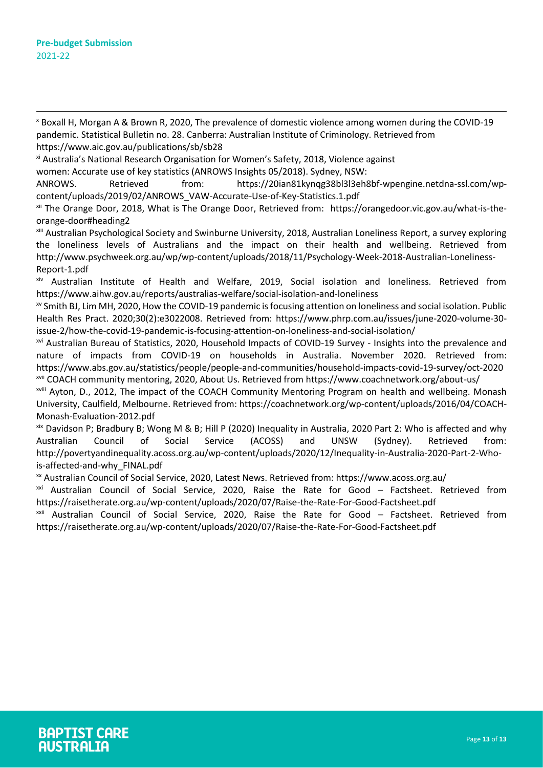[x] Boxall H, Morgan A & Brown R, 2020, The prevalence of domestic violence among women during the COVID-19 pandemic. Statistical Bulletin no. 28. Canberra: Australian Institute of Criminology. Retrieved from https://www.aic.gov.au/publications/sb/sb28

[xi] Australia's National Research Organisation for Women's Safety, 2018, Violence against women: Accurate use of key statistics (ANROWS Insights 05/2018). Sydney, NSW: ANROWS. Retrieved from: https://20ian81kynqg38bl3l3eh8bf-wpengine.netdna-ssl.com/wp-content/uploads/2019/02/ANROWS_VAW-Accurate-Use-of-Key-Statistics.1.pdf

[xii] The Orange Door, 2018, What is The Orange Door, Retrieved from: https://orangedoor.vic.gov.au/what-is-the-orange-door#heading2

[xiii] Australian Psychological Society and Swinburne University, 2018, Australian Loneliness Report, a survey exploring the loneliness levels of Australians and the impact on their health and wellbeing. Retrieved from http://www.psychweek.org.au/wp/wp-content/uploads/2018/11/Psychology-Week-2018-Australian-Loneliness-Report-1.pdf

[xiv] Australian Institute of Health and Welfare, 2019, Social isolation and loneliness. Retrieved from https://www.aihw.gov.au/reports/australias-welfare/social-isolation-and-loneliness

[xv] Smith BJ, Lim MH, 2020, How the COVID-19 pandemic is focusing attention on loneliness and social isolation. Public Health Res Pract. 2020;30(2):e3022008. Retrieved from: https://www.phrp.com.au/issues/june-2020-volume-30-issue-2/how-the-covid-19-pandemic-is-focusing-attention-on-loneliness-and-social-isolation/

[xvi] Australian Bureau of Statistics, 2020, Household Impacts of COVID-19 Survey - Insights into the prevalence and nature of impacts from COVID-19 on households in Australia. November 2020. Retrieved from: https://www.abs.gov.au/statistics/people/people-and-communities/household-impacts-covid-19-survey/oct-2020

[xvii] COACH community mentoring, 2020, About Us. Retrieved from https://www.coachnetwork.org/about-us/

[xviii] Ayton, D., 2012, The impact of the COACH Community Mentoring Program on health and wellbeing. Monash University, Caulfield, Melbourne. Retrieved from: https://coachnetwork.org/wp-content/uploads/2016/04/COACH-Monash-Evaluation-2012.pdf

[xix] Davidson P; Bradbury B; Wong M & B; Hill P (2020) Inequality in Australia, 2020 Part 2: Who is affected and why Australian Council of Social Service (ACOSS) and UNSW (Sydney). Retrieved from: http://povertyandinequality.acoss.org.au/wp-content/uploads/2020/12/Inequality-in-Australia-2020-Part-2-Who-is-affected-and-why_FINAL.pdf

[xx] Australian Council of Social Service, 2020, Latest News. Retrieved from: https://www.acoss.org.au/

[xxi] Australian Council of Social Service, 2020, Raise the Rate for Good – Factsheet. Retrieved from https://raisetherate.org.au/wp-content/uploads/2020/07/Raise-the-Rate-For-Good-Factsheet.pdf

[xxii] Australian Council of Social Service, 2020, Raise the Rate for Good – Factsheet. Retrieved from https://raisetherate.org.au/wp-content/uploads/2020/07/Raise-the-Rate-For-Good-Factsheet.pdf